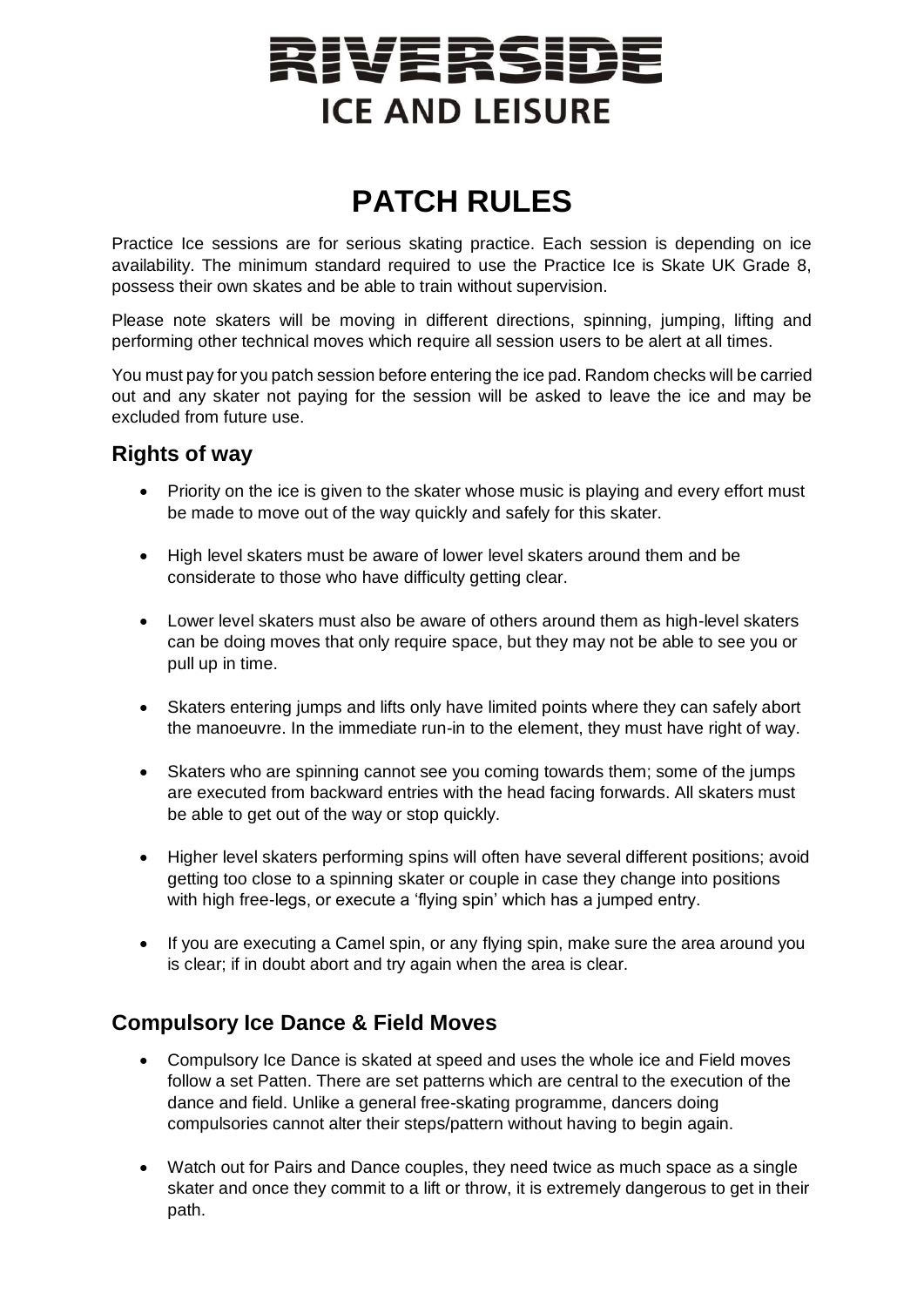# RIVERSIDE
## ICE AND LEISURE

# PATCH RULES

Practice Ice sessions are for serious skating practice. Each session is depending on ice availability. The minimum standard required to use the Practice Ice is Skate UK Grade 8, possess their own skates and be able to train without supervision.

Please note skaters will be moving in different directions, spinning, jumping, lifting and performing other technical moves which require all session users to be alert at all times.

You must pay for you patch session before entering the ice pad. Random checks will be carried out and any skater not paying for the session will be asked to leave the ice and may be excluded from future use.

## Rights of way

- Priority on the ice is given to the skater whose music is playing and every effort must be made to move out of the way quickly and safely for this skater.
- High level skaters must be aware of lower level skaters around them and be considerate to those who have difficulty getting clear.
- Lower level skaters must also be aware of others around them as high-level skaters can be doing moves that only require space, but they may not be able to see you or pull up in time.
- Skaters entering jumps and lifts only have limited points where they can safely abort the manoeuvre. In the immediate run-in to the element, they must have right of way.
- Skaters who are spinning cannot see you coming towards them; some of the jumps are executed from backward entries with the head facing forwards. All skaters must be able to get out of the way or stop quickly.
- Higher level skaters performing spins will often have several different positions; avoid getting too close to a spinning skater or couple in case they change into positions with high free-legs, or execute a 'flying spin' which has a jumped entry.
- If you are executing a Camel spin, or any flying spin, make sure the area around you is clear; if in doubt abort and try again when the area is clear.

## Compulsory Ice Dance & Field Moves

- Compulsory Ice Dance is skated at speed and uses the whole ice and Field moves follow a set Patten. There are set patterns which are central to the execution of the dance and field. Unlike a general free-skating programme, dancers doing compulsories cannot alter their steps/pattern without having to begin again.
- Watch out for Pairs and Dance couples, they need twice as much space as a single skater and once they commit to a lift or throw, it is extremely dangerous to get in their path.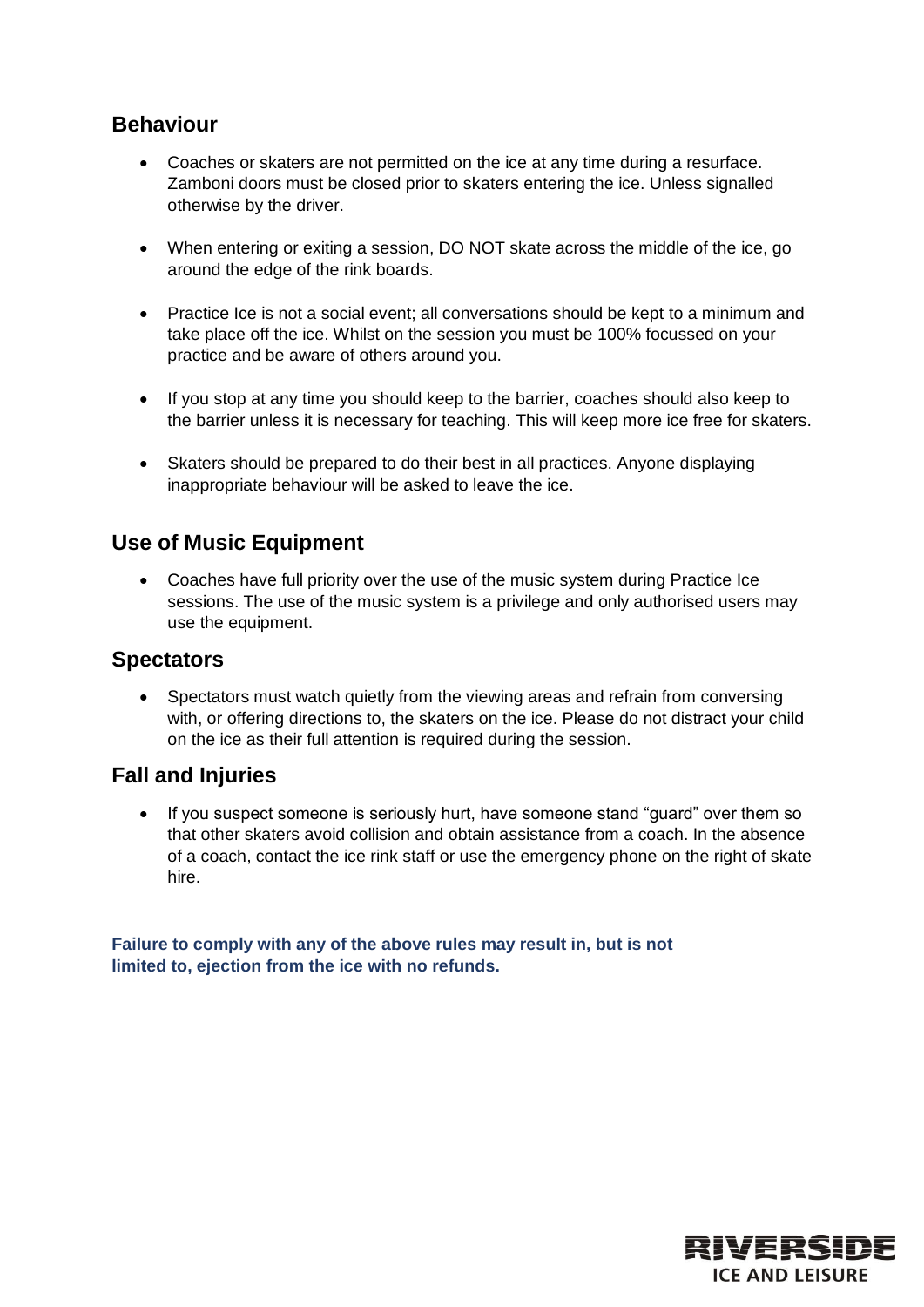## Behaviour

- Coaches or skaters are not permitted on the ice at any time during a resurface. Zamboni doors must be closed prior to skaters entering the ice. Unless signalled otherwise by the driver.
- When entering or exiting a session, DO NOT skate across the middle of the ice, go around the edge of the rink boards.
- Practice Ice is not a social event; all conversations should be kept to a minimum and take place off the ice. Whilst on the session you must be 100% focussed on your practice and be aware of others around you.
- If you stop at any time you should keep to the barrier, coaches should also keep to the barrier unless it is necessary for teaching. This will keep more ice free for skaters.
- Skaters should be prepared to do their best in all practices. Anyone displaying inappropriate behaviour will be asked to leave the ice.

## Use of Music Equipment

- Coaches have full priority over the use of the music system during Practice Ice sessions. The use of the music system is a privilege and only authorised users may use the equipment.

## Spectators

- Spectators must watch quietly from the viewing areas and refrain from conversing with, or offering directions to, the skaters on the ice. Please do not distract your child on the ice as their full attention is required during the session.

## Fall and Injuries

- If you suspect someone is seriously hurt, have someone stand "guard" over them so that other skaters avoid collision and obtain assistance from a coach. In the absence of a coach, contact the ice rink staff or use the emergency phone on the right of skate hire.

**Failure to comply with any of the above rules may result in, but is not limited to, ejection from the ice with no refunds.**

RIVERSIDE
ICE AND LEISURE